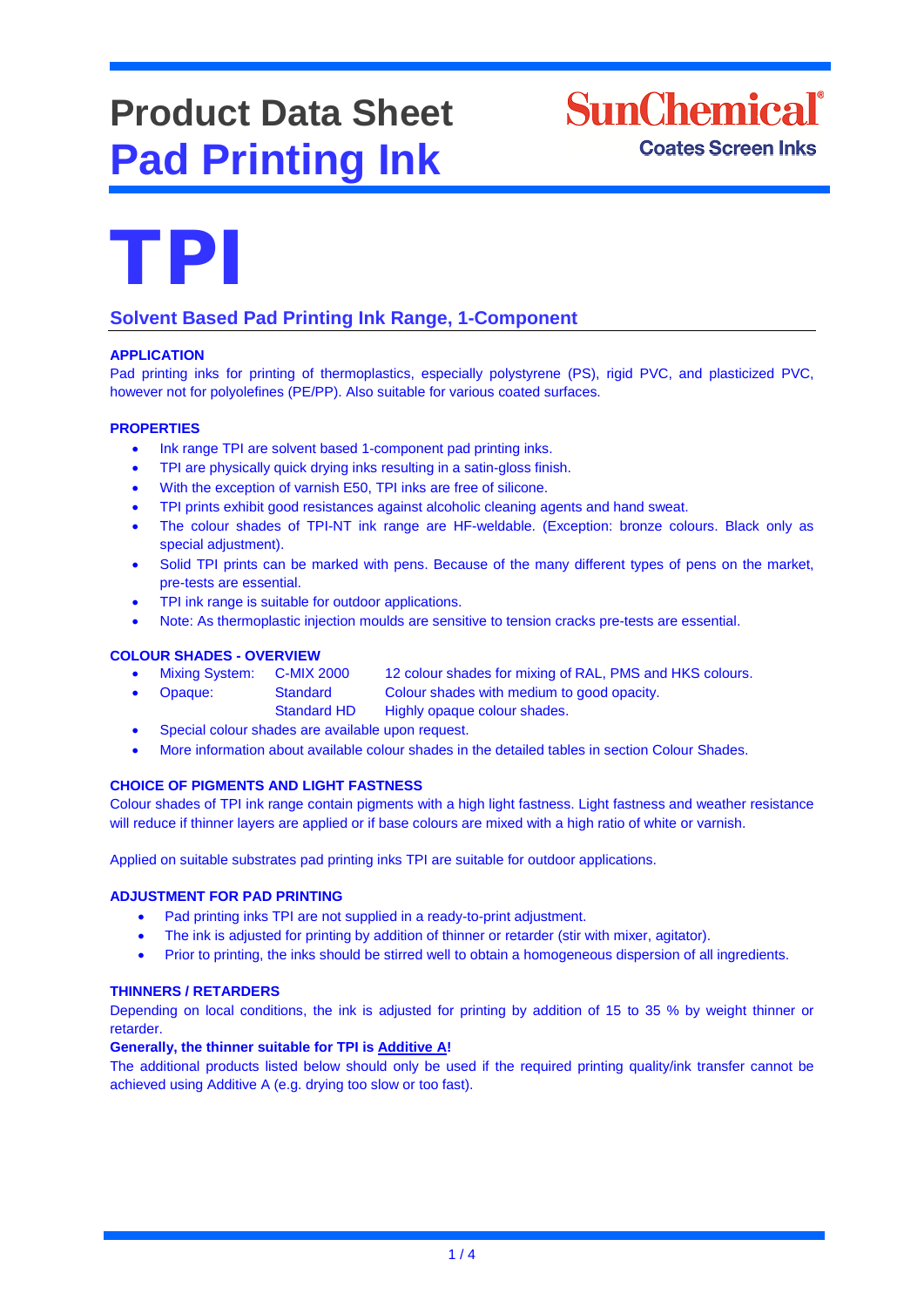# Product Data Sheet
# Pad Printing Ink

SunChemical®
Coates Screen Inks

# TPI

## Solvent Based Pad Printing Ink Range, 1-Component

### APPLICATION

Pad printing inks for printing of thermoplastics, especially polystyrene (PS), rigid PVC, and plasticized PVC, however not for polyolefines (PE/PP). Also suitable for various coated surfaces.

### PROPERTIES

- Ink range TPI are solvent based 1-component pad printing inks.
- TPI are physically quick drying inks resulting in a satin-gloss finish.
- With the exception of varnish E50, TPI inks are free of silicone.
- TPI prints exhibit good resistances against alcoholic cleaning agents and hand sweat.
- The colour shades of TPI-NT ink range are HF-weldable. (Exception: bronze colours. Black only as special adjustment).
- Solid TPI prints can be marked with pens. Because of the many different types of pens on the market, pre-tests are essential.
- TPI ink range is suitable for outdoor applications.
- Note: As thermoplastic injection moulds are sensitive to tension cracks pre-tests are essential.

### COLOUR SHADES - OVERVIEW

- Mixing System: C-MIX 2000 — 12 colour shades for mixing of RAL, PMS and HKS colours.
- Opaque: Standard — Colour shades with medium to good opacity.
  Standard HD — Highly opaque colour shades.
- Special colour shades are available upon request.
- More information about available colour shades in the detailed tables in section Colour Shades.

### CHOICE OF PIGMENTS AND LIGHT FASTNESS

Colour shades of TPI ink range contain pigments with a high light fastness. Light fastness and weather resistance will reduce if thinner layers are applied or if base colours are mixed with a high ratio of white or varnish.

Applied on suitable substrates pad printing inks TPI are suitable for outdoor applications.

### ADJUSTMENT FOR PAD PRINTING

- Pad printing inks TPI are not supplied in a ready-to-print adjustment.
- The ink is adjusted for printing by addition of thinner or retarder (stir with mixer, agitator).
- Prior to printing, the inks should be stirred well to obtain a homogeneous dispersion of all ingredients.

### THINNERS / RETARDERS

Depending on local conditions, the ink is adjusted for printing by addition of 15 to 35 % by weight thinner or retarder.

**Generally, the thinner suitable for TPI is Additive A!**

The additional products listed below should only be used if the required printing quality/ink transfer cannot be achieved using Additive A (e.g. drying too slow or too fast).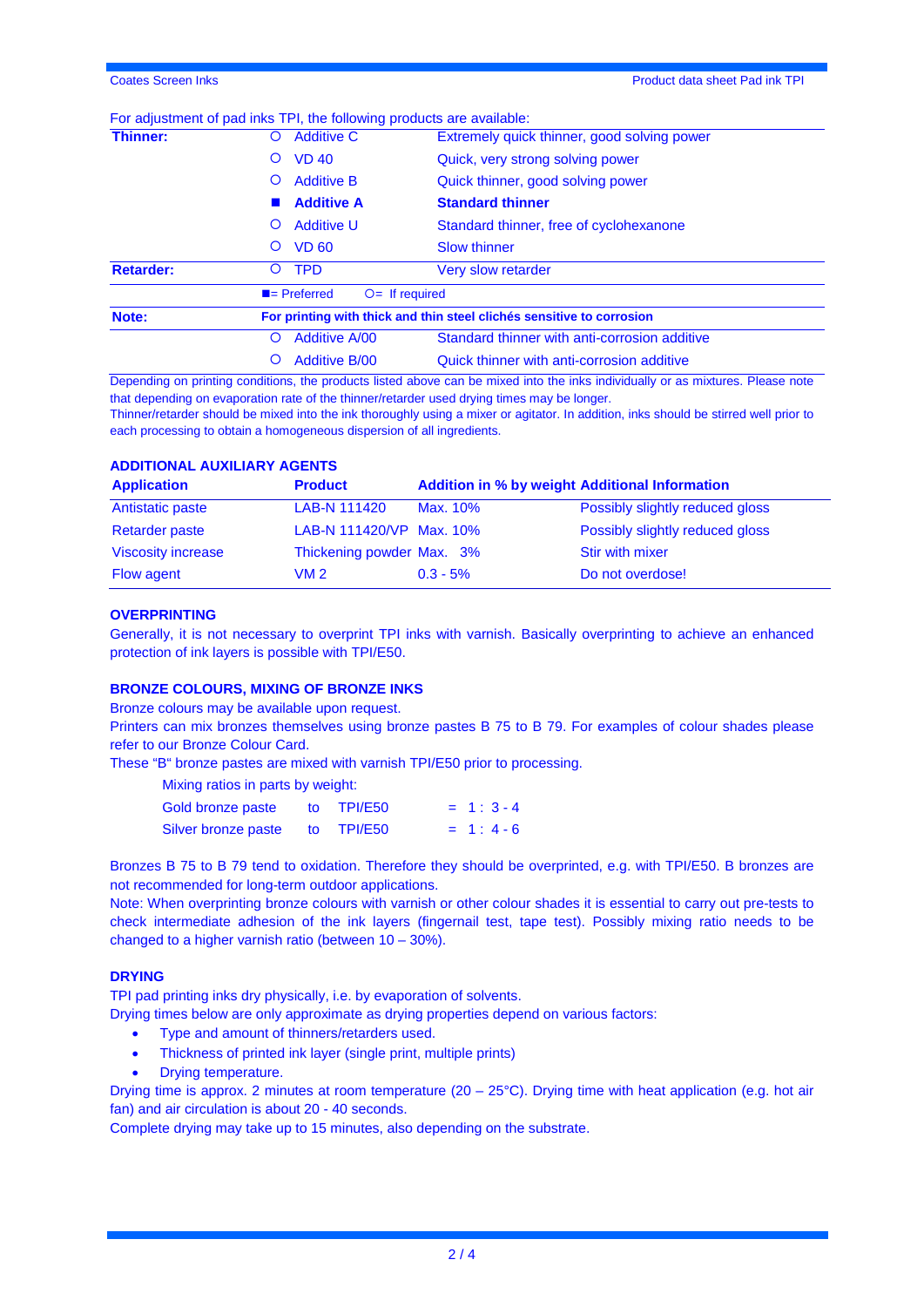For adjustment of pad inks TPI, the following products are available:

| | | | |
|---|---|---|---|
| **Thinner:** | O | Additive C | Extremely quick thinner, good solving power |
| | O | VD 40 | Quick, very strong solving power |
| | O | Additive B | Quick thinner, good solving power |
| | ■ | **Additive A** | **Standard thinner** |
| | O | Additive U | Standard thinner, free of cyclohexanone |
| | O | VD 60 | Slow thinner |
| **Retarder:** | O | TPD | Very slow retarder |
| | ■= Preferred | O= If required | |
| **Note:** | **For printing with thick and thin steel clichés sensitive to corrosion** | | |
| | O | Additive A/00 | Standard thinner with anti-corrosion additive |
| | O | Additive B/00 | Quick thinner with anti-corrosion additive |

Depending on printing conditions, the products listed above can be mixed into the inks individually or as mixtures. Please note that depending on evaporation rate of the thinner/retarder used drying times may be longer.
Thinner/retarder should be mixed into the ink thoroughly using a mixer or agitator. In addition, inks should be stirred well prior to each processing to obtain a homogeneous dispersion of all ingredients.

**ADDITIONAL AUXILIARY AGENTS**

| Application | Product | Addition in % by weight | Additional Information |
|---|---|---|---|
| Antistatic paste | LAB-N 111420 | Max. 10% | Possibly slightly reduced gloss |
| Retarder paste | LAB-N 111420/VP | Max. 10% | Possibly slightly reduced gloss |
| Viscosity increase | Thickening powder | Max. 3% | Stir with mixer |
| Flow agent | VM 2 | 0.3 - 5% | Do not overdose! |

**OVERPRINTING**

Generally, it is not necessary to overprint TPI inks with varnish. Basically overprinting to achieve an enhanced protection of ink layers is possible with TPI/E50.

**BRONZE COLOURS, MIXING OF BRONZE INKS**

Bronze colours may be available upon request.
Printers can mix bronzes themselves using bronze pastes B 75 to B 79. For examples of colour shades please refer to our Bronze Colour Card.
These "B" bronze pastes are mixed with varnish TPI/E50 prior to processing.

Mixing ratios in parts by weight:

| | | | |
|---|---|---|---|
| Gold bronze paste | to | TPI/E50 | = 1 : 3 - 4 |
| Silver bronze paste | to | TPI/E50 | = 1 : 4 - 6 |

Bronzes B 75 to B 79 tend to oxidation. Therefore they should be overprinted, e.g. with TPI/E50. B bronzes are not recommended for long-term outdoor applications.
Note: When overprinting bronze colours with varnish or other colour shades it is essential to carry out pre-tests to check intermediate adhesion of the ink layers (fingernail test, tape test). Possibly mixing ratio needs to be changed to a higher varnish ratio (between 10 – 30%).

**DRYING**

TPI pad printing inks dry physically, i.e. by evaporation of solvents.
Drying times below are only approximate as drying properties depend on various factors:

- Type and amount of thinners/retarders used.
- Thickness of printed ink layer (single print, multiple prints)
- Drying temperature.

Drying time is approx. 2 minutes at room temperature (20 – 25°C). Drying time with heat application (e.g. hot air fan) and air circulation is about 20 - 40 seconds.
Complete drying may take up to 15 minutes, also depending on the substrate.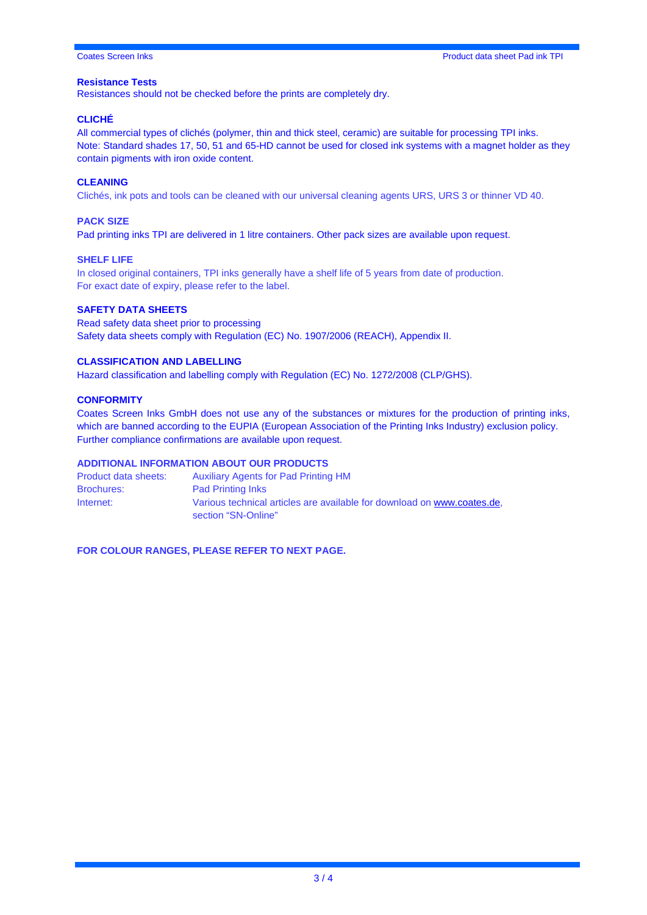### Resistance Tests

Resistances should not be checked before the prints are completely dry.

### CLICHÉ

All commercial types of clichés (polymer, thin and thick steel, ceramic) are suitable for processing TPI inks.
Note: Standard shades 17, 50, 51 and 65-HD cannot be used for closed ink systems with a magnet holder as they contain pigments with iron oxide content.

### CLEANING

Clichés, ink pots and tools can be cleaned with our universal cleaning agents URS, URS 3 or thinner VD 40.

### PACK SIZE

Pad printing inks TPI are delivered in 1 litre containers. Other pack sizes are available upon request.

### SHELF LIFE

In closed original containers, TPI inks generally have a shelf life of 5 years from date of production.
For exact date of expiry, please refer to the label.

### SAFETY DATA SHEETS

Read safety data sheet prior to processing
Safety data sheets comply with Regulation (EC) No. 1907/2006 (REACH), Appendix II.

### CLASSIFICATION AND LABELLING

Hazard classification and labelling comply with Regulation (EC) No. 1272/2008 (CLP/GHS).

### CONFORMITY

Coates Screen Inks GmbH does not use any of the substances or mixtures for the production of printing inks, which are banned according to the EUPIA (European Association of the Printing Inks Industry) exclusion policy.
Further compliance confirmations are available upon request.

### ADDITIONAL INFORMATION ABOUT OUR PRODUCTS

| | |
|---|---|
| Product data sheets: | Auxiliary Agents for Pad Printing HM |
| Brochures: | Pad Printing Inks |
| Internet: | Various technical articles are available for download on www.coates.de, section "SN-Online" |

**FOR COLOUR RANGES, PLEASE REFER TO NEXT PAGE.**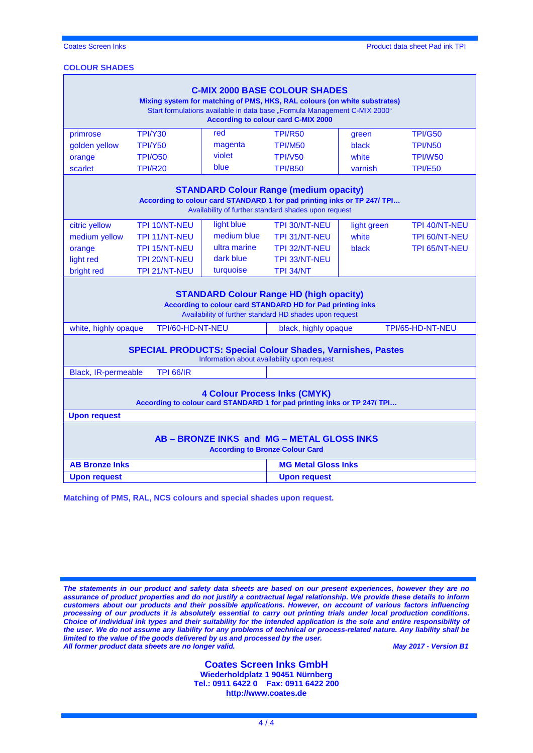## COLOUR SHADES

### C-MIX 2000 BASE COLOUR SHADES

**Mixing system for matching of PMS, HKS, RAL colours (on white substrates)**
Start formulations available in data base „Formula Management C-MIX 2000“
**According to colour card C-MIX 2000**

| | | | | | |
|---|---|---|---|---|---|
| primrose | TPI/Y30 | red | TPI/R50 | green | TPI/G50 |
| golden yellow | TPI/Y50 | magenta | TPI/M50 | black | TPI/N50 |
| orange | TPI/O50 | violet | TPI/V50 | white | TPI/W50 |
| scarlet | TPI/R20 | blue | TPI/B50 | varnish | TPI/E50 |

### STANDARD Colour Range (medium opacity)

**According to colour card STANDARD 1 for pad printing inks or TP 247/ TPI…**
Availability of further standard shades upon request

| | | | | | |
|---|---|---|---|---|---|
| citric yellow | TPI 10/NT-NEU | light blue | TPI 30/NT-NEU | light green | TPI 40/NT-NEU |
| medium yellow | TPI 11/NT-NEU | medium blue | TPI 31/NT-NEU | white | TPI 60/NT-NEU |
| orange | TPI 15/NT-NEU | ultra marine | TPI 32/NT-NEU | black | TPI 65/NT-NEU |
| light red | TPI 20/NT-NEU | dark blue | TPI 33/NT-NEU | | |
| bright red | TPI 21/NT-NEU | turquoise | TPI 34/NT | | |

### STANDARD Colour Range HD (high opacity)

**According to colour card STANDARD HD for Pad printing inks**
Availability of further standard HD shades upon request

| | | | |
|---|---|---|---|
| white, highly opaque | TPI/60-HD-NT-NEU | black, highly opaque | TPI/65-HD-NT-NEU |

### SPECIAL PRODUCTS: Special Colour Shades, Varnishes, Pastes

Information about availability upon request

| | | |
|---|---|---|
| Black, IR-permeable | TPI 66/IR | |

### 4 Colour Process Inks (CMYK)

**According to colour card STANDARD 1 for pad printing inks or TP 247/ TPI…**

**Upon request**

### AB – BRONZE INKS and MG – METAL GLOSS INKS

**According to Bronze Colour Card**

| **AB Bronze Inks** | **MG Metal Gloss Inks** |
|---|---|
| **Upon request** | **Upon request** |

**Matching of PMS, RAL, NCS colours and special shades upon request.**

***The statements in our product and safety data sheets are based on our present experiences, however they are no assurance of product properties and do not justify a contractual legal relationship. We provide these details to inform customers about our products and their possible applications. However, on account of various factors influencing processing of our products it is absolutely essential to carry out printing trials under local production conditions. Choice of individual ink types and their suitability for the intended application is the sole and entire responsibility of the user. We do not assume any liability for any problems of technical or process-related nature. Any liability shall be limited to the value of the goods delivered by us and processed by the user.***
***All former product data sheets are no longer valid.*** ***May 2017 - Version B1***

**Coates Screen Inks GmbH**
**Wiederholdplatz 1 90451 Nürnberg**
**Tel.: 0911 6422 0 Fax: 0911 6422 200**
**http://www.coates.de**